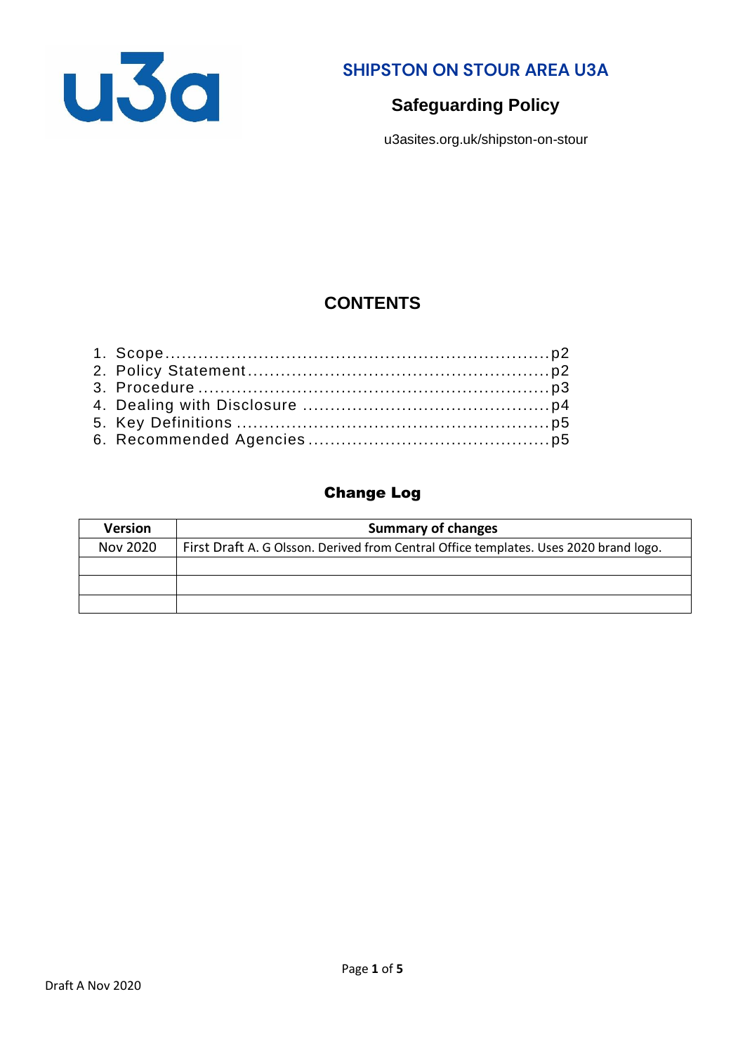# SHIPSTON ON STOUR AREA U3A

## Safeguarding Policy

u3asites.org.uk/shipston-on-stour

## CONTENTS

1. Scope ........................................................................ p2
2. Policy Statement ........................................................ p2
3. Procedure .................................................................. p3
4. Dealing with Disclosure ............................................. p4
5. Key Definitions .......................................................... p5
6. Recommended Agencies ............................................ p5

## Change Log

| Version | Summary of changes |
|---|---|
| Nov 2020 | First Draft A. G Olsson. Derived from Central Office templates. Uses 2020 brand logo. |
| | |
| | |
| | |

Draft A Nov 2020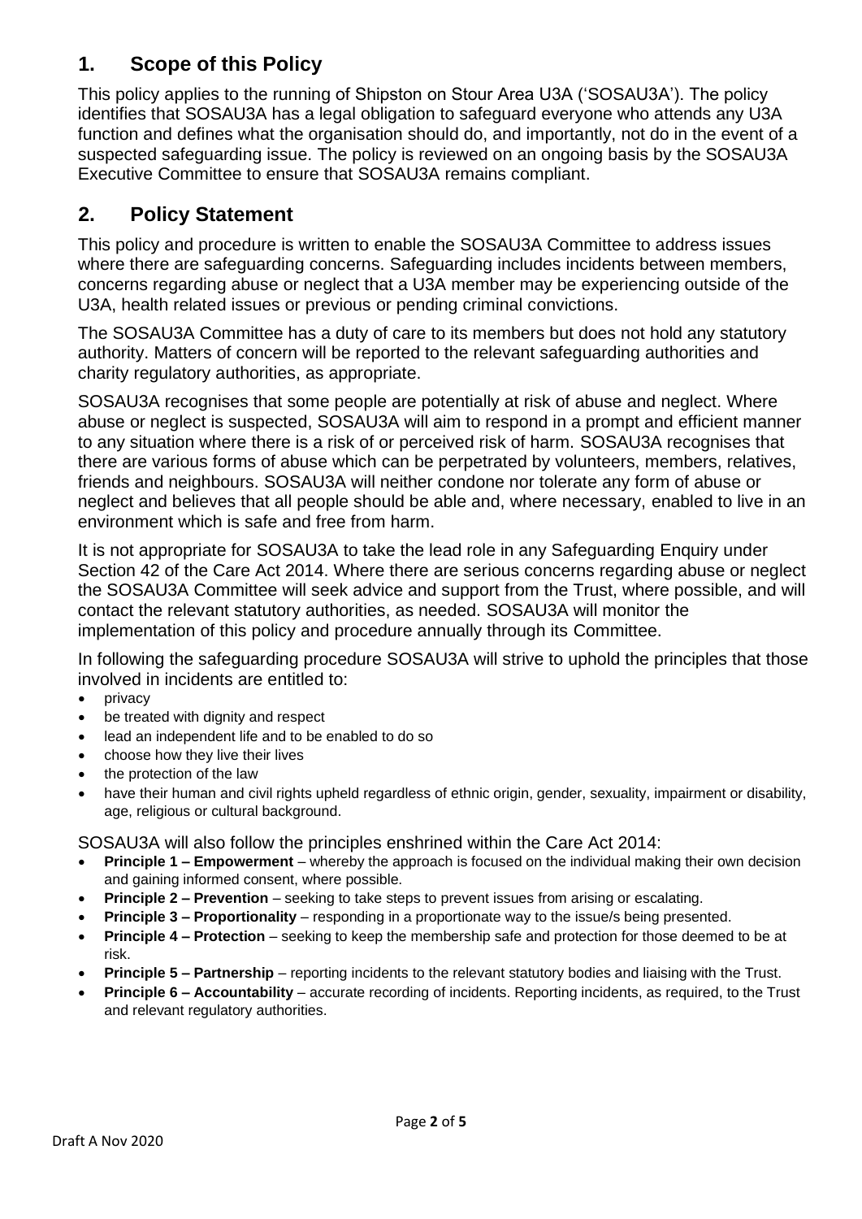## 1. Scope of this Policy

This policy applies to the running of Shipston on Stour Area U3A ('SOSAU3A'). The policy identifies that SOSAU3A has a legal obligation to safeguard everyone who attends any U3A function and defines what the organisation should do, and importantly, not do in the event of a suspected safeguarding issue. The policy is reviewed on an ongoing basis by the SOSAU3A Executive Committee to ensure that SOSAU3A remains compliant.

## 2. Policy Statement

This policy and procedure is written to enable the SOSAU3A Committee to address issues where there are safeguarding concerns. Safeguarding includes incidents between members, concerns regarding abuse or neglect that a U3A member may be experiencing outside of the U3A, health related issues or previous or pending criminal convictions.

The SOSAU3A Committee has a duty of care to its members but does not hold any statutory authority. Matters of concern will be reported to the relevant safeguarding authorities and charity regulatory authorities, as appropriate.

SOSAU3A recognises that some people are potentially at risk of abuse and neglect. Where abuse or neglect is suspected, SOSAU3A will aim to respond in a prompt and efficient manner to any situation where there is a risk of or perceived risk of harm. SOSAU3A recognises that there are various forms of abuse which can be perpetrated by volunteers, members, relatives, friends and neighbours. SOSAU3A will neither condone nor tolerate any form of abuse or neglect and believes that all people should be able and, where necessary, enabled to live in an environment which is safe and free from harm.

It is not appropriate for SOSAU3A to take the lead role in any Safeguarding Enquiry under Section 42 of the Care Act 2014. Where there are serious concerns regarding abuse or neglect the SOSAU3A Committee will seek advice and support from the Trust, where possible, and will contact the relevant statutory authorities, as needed. SOSAU3A will monitor the implementation of this policy and procedure annually through its Committee.

In following the safeguarding procedure SOSAU3A will strive to uphold the principles that those involved in incidents are entitled to:

- privacy
- be treated with dignity and respect
- lead an independent life and to be enabled to do so
- choose how they live their lives
- the protection of the law
- have their human and civil rights upheld regardless of ethnic origin, gender, sexuality, impairment or disability, age, religious or cultural background.

SOSAU3A will also follow the principles enshrined within the Care Act 2014:

- **Principle 1 – Empowerment** – whereby the approach is focused on the individual making their own decision and gaining informed consent, where possible.
- **Principle 2 – Prevention** – seeking to take steps to prevent issues from arising or escalating.
- **Principle 3 – Proportionality** – responding in a proportionate way to the issue/s being presented.
- **Principle 4 – Protection** – seeking to keep the membership safe and protection for those deemed to be at risk.
- **Principle 5 – Partnership** – reporting incidents to the relevant statutory bodies and liaising with the Trust.
- **Principle 6 – Accountability** – accurate recording of incidents. Reporting incidents, as required, to the Trust and relevant regulatory authorities.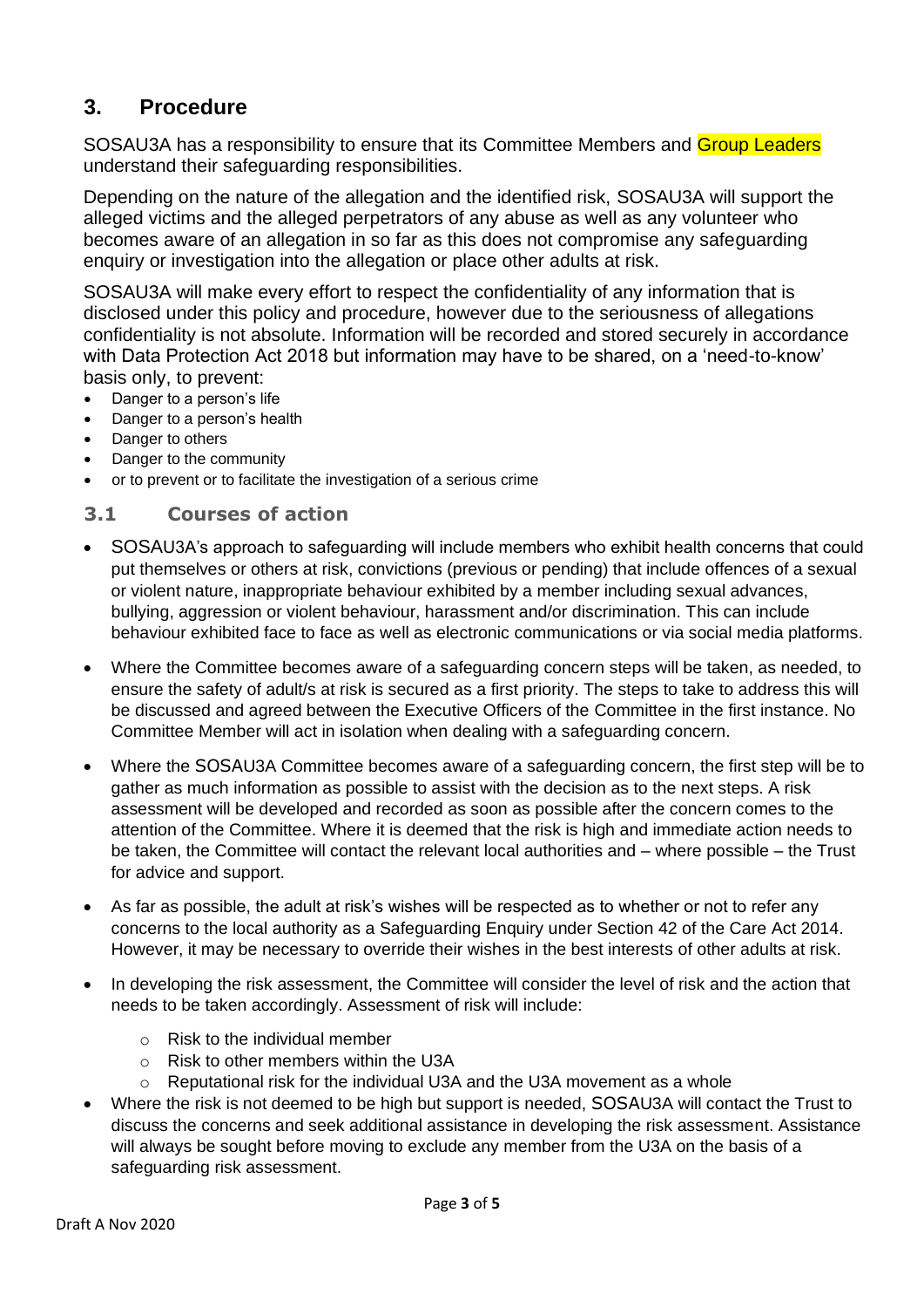## 3. Procedure

SOSAU3A has a responsibility to ensure that its Committee Members and Group Leaders understand their safeguarding responsibilities.

Depending on the nature of the allegation and the identified risk, SOSAU3A will support the alleged victims and the alleged perpetrators of any abuse as well as any volunteer who becomes aware of an allegation in so far as this does not compromise any safeguarding enquiry or investigation into the allegation or place other adults at risk.

SOSAU3A will make every effort to respect the confidentiality of any information that is disclosed under this policy and procedure, however due to the seriousness of allegations confidentiality is not absolute. Information will be recorded and stored securely in accordance with Data Protection Act 2018 but information may have to be shared, on a 'need-to-know' basis only, to prevent:

- Danger to a person's life
- Danger to a person's health
- Danger to others
- Danger to the community
- or to prevent or to facilitate the investigation of a serious crime

### 3.1 Courses of action

- SOSAU3A's approach to safeguarding will include members who exhibit health concerns that could put themselves or others at risk, convictions (previous or pending) that include offences of a sexual or violent nature, inappropriate behaviour exhibited by a member including sexual advances, bullying, aggression or violent behaviour, harassment and/or discrimination. This can include behaviour exhibited face to face as well as electronic communications or via social media platforms.
- Where the Committee becomes aware of a safeguarding concern steps will be taken, as needed, to ensure the safety of adult/s at risk is secured as a first priority. The steps to take to address this will be discussed and agreed between the Executive Officers of the Committee in the first instance. No Committee Member will act in isolation when dealing with a safeguarding concern.
- Where the SOSAU3A Committee becomes aware of a safeguarding concern, the first step will be to gather as much information as possible to assist with the decision as to the next steps. A risk assessment will be developed and recorded as soon as possible after the concern comes to the attention of the Committee. Where it is deemed that the risk is high and immediate action needs to be taken, the Committee will contact the relevant local authorities and – where possible – the Trust for advice and support.
- As far as possible, the adult at risk's wishes will be respected as to whether or not to refer any concerns to the local authority as a Safeguarding Enquiry under Section 42 of the Care Act 2014. However, it may be necessary to override their wishes in the best interests of other adults at risk.
- In developing the risk assessment, the Committee will consider the level of risk and the action that needs to be taken accordingly. Assessment of risk will include:
    - Risk to the individual member
    - Risk to other members within the U3A
    - Reputational risk for the individual U3A and the U3A movement as a whole
- Where the risk is not deemed to be high but support is needed, SOSAU3A will contact the Trust to discuss the concerns and seek additional assistance in developing the risk assessment. Assistance will always be sought before moving to exclude any member from the U3A on the basis of a safeguarding risk assessment.

Draft A Nov 2020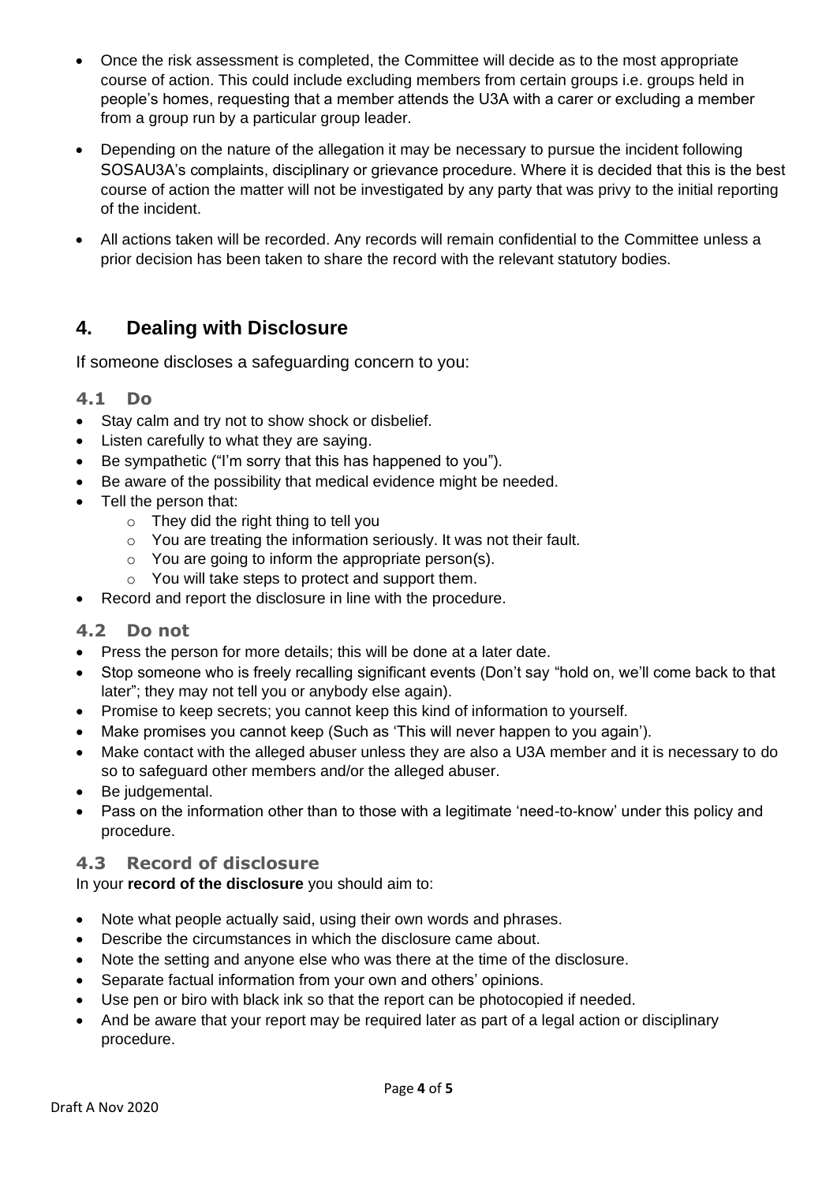- Once the risk assessment is completed, the Committee will decide as to the most appropriate course of action. This could include excluding members from certain groups i.e. groups held in people's homes, requesting that a member attends the U3A with a carer or excluding a member from a group run by a particular group leader.
- Depending on the nature of the allegation it may be necessary to pursue the incident following SOSAU3A's complaints, disciplinary or grievance procedure. Where it is decided that this is the best course of action the matter will not be investigated by any party that was privy to the initial reporting of the incident.
- All actions taken will be recorded. Any records will remain confidential to the Committee unless a prior decision has been taken to share the record with the relevant statutory bodies.

## 4. Dealing with Disclosure

If someone discloses a safeguarding concern to you:

### 4.1 Do

- Stay calm and try not to show shock or disbelief.
- Listen carefully to what they are saying.
- Be sympathetic ("I'm sorry that this has happened to you").
- Be aware of the possibility that medical evidence might be needed.
- Tell the person that:
  - They did the right thing to tell you
  - You are treating the information seriously. It was not their fault.
  - You are going to inform the appropriate person(s).
  - You will take steps to protect and support them.
- Record and report the disclosure in line with the procedure.

### 4.2 Do not

- Press the person for more details; this will be done at a later date.
- Stop someone who is freely recalling significant events (Don't say "hold on, we'll come back to that later"; they may not tell you or anybody else again).
- Promise to keep secrets; you cannot keep this kind of information to yourself.
- Make promises you cannot keep (Such as 'This will never happen to you again').
- Make contact with the alleged abuser unless they are also a U3A member and it is necessary to do so to safeguard other members and/or the alleged abuser.
- Be judgemental.
- Pass on the information other than to those with a legitimate 'need-to-know' under this policy and procedure.

### 4.3 Record of disclosure

In your **record of the disclosure** you should aim to:

- Note what people actually said, using their own words and phrases.
- Describe the circumstances in which the disclosure came about.
- Note the setting and anyone else who was there at the time of the disclosure.
- Separate factual information from your own and others' opinions.
- Use pen or biro with black ink so that the report can be photocopied if needed.
- And be aware that your report may be required later as part of a legal action or disciplinary procedure.

Draft A Nov 2020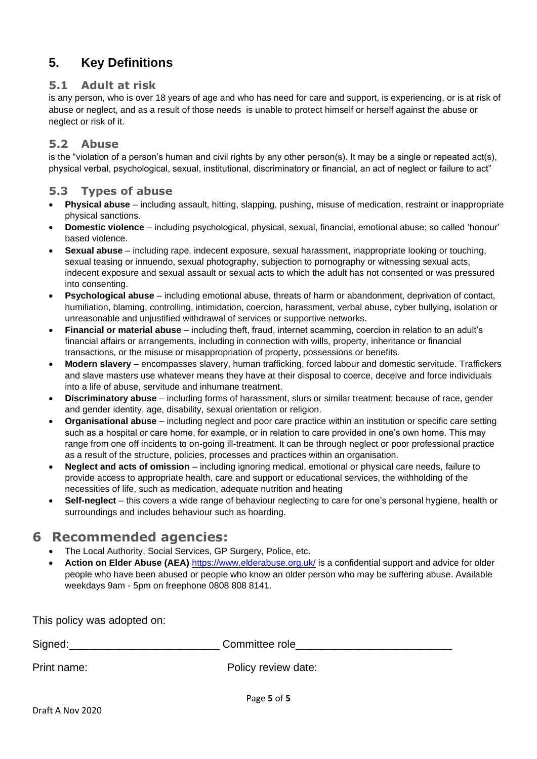## 5. Key Definitions

### 5.1 Adult at risk

is any person, who is over 18 years of age and who has need for care and support, is experiencing, or is at risk of abuse or neglect, and as a result of those needs is unable to protect himself or herself against the abuse or neglect or risk of it.

### 5.2 Abuse

is the "violation of a person's human and civil rights by any other person(s). It may be a single or repeated act(s), physical verbal, psychological, sexual, institutional, discriminatory or financial, an act of neglect or failure to act"

### 5.3 Types of abuse

- **Physical abuse** – including assault, hitting, slapping, pushing, misuse of medication, restraint or inappropriate physical sanctions.
- **Domestic violence** – including psychological, physical, sexual, financial, emotional abuse; so called 'honour' based violence.
- **Sexual abuse** – including rape, indecent exposure, sexual harassment, inappropriate looking or touching, sexual teasing or innuendo, sexual photography, subjection to pornography or witnessing sexual acts, indecent exposure and sexual assault or sexual acts to which the adult has not consented or was pressured into consenting.
- **Psychological abuse** – including emotional abuse, threats of harm or abandonment, deprivation of contact, humiliation, blaming, controlling, intimidation, coercion, harassment, verbal abuse, cyber bullying, isolation or unreasonable and unjustified withdrawal of services or supportive networks.
- **Financial or material abuse** – including theft, fraud, internet scamming, coercion in relation to an adult's financial affairs or arrangements, including in connection with wills, property, inheritance or financial transactions, or the misuse or misappropriation of property, possessions or benefits.
- **Modern slavery** – encompasses slavery, human trafficking, forced labour and domestic servitude. Traffickers and slave masters use whatever means they have at their disposal to coerce, deceive and force individuals into a life of abuse, servitude and inhumane treatment.
- **Discriminatory abuse** – including forms of harassment, slurs or similar treatment; because of race, gender and gender identity, age, disability, sexual orientation or religion.
- **Organisational abuse** – including neglect and poor care practice within an institution or specific care setting such as a hospital or care home, for example, or in relation to care provided in one's own home. This may range from one off incidents to on-going ill-treatment. It can be through neglect or poor professional practice as a result of the structure, policies, processes and practices within an organisation.
- **Neglect and acts of omission** – including ignoring medical, emotional or physical care needs, failure to provide access to appropriate health, care and support or educational services, the withholding of the necessities of life, such as medication, adequate nutrition and heating
- **Self-neglect** – this covers a wide range of behaviour neglecting to care for one's personal hygiene, health or surroundings and includes behaviour such as hoarding.

## 6 Recommended agencies:

- The Local Authority, Social Services, GP Surgery, Police, etc.
- **Action on Elder Abuse (AEA)** https://www.elderabuse.org.uk/ is a confidential support and advice for older people who have been abused or people who know an older person who may be suffering abuse. Available weekdays 9am - 5pm on freephone 0808 808 8141.

This policy was adopted on:

Signed:________________________ Committee role_________________________

Print name: Policy review date:

Draft A Nov 2020